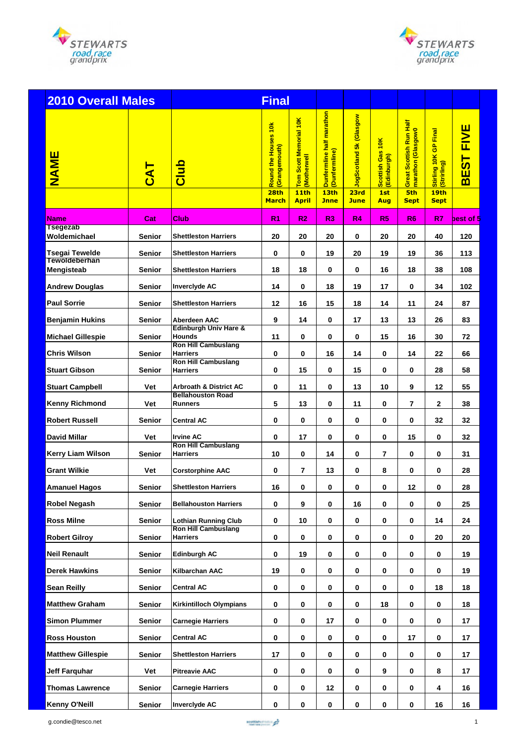# 2010 Overall Males

## Final

| NAME | CAT | Club | Round the Houses 10k (Grangemouth) 28th March | Tom Scott Memorial 10K (Motherwell 11th April | Dunfermline half marathon (Dunfermline) 13th Jnne | JogScotland 5k (Glasgow 23rd June | Scottish Gas 10K (Edinburgh) 1st Aug | Great Scottish Run Half marathon (Glasgow0 5th Sept | Stirling 10K GP Final (Stirling) 19th Sept | BEST FIVE |
|---|---|---|---|---|---|---|---|---|---|---|
| Name | Cat | Club | R1 | R2 | R3 | R4 | R5 | R6 | R7 | best of 5 |
| Tsegezab Woldemichael | Senior | Shettleston Harriers | 20 | 20 | 20 | 0 | 20 | 20 | 40 | 120 |
| Tsegai Tewelde | Senior | Shettleston Harriers | 0 | 0 | 19 | 20 | 19 | 19 | 36 | 113 |
| Tewoldeberhan Mengisteab | Senior | Shettleston Harriers | 18 | 18 | 0 | 0 | 16 | 18 | 38 | 108 |
| Andrew Douglas | Senior | Inverclyde AC | 14 | 0 | 18 | 19 | 17 | 0 | 34 | 102 |
| Paul Sorrie | Senior | Shettleston Harriers | 12 | 16 | 15 | 18 | 14 | 11 | 24 | 87 |
| Benjamin Hukins | Senior | Aberdeen AAC | 9 | 14 | 0 | 17 | 13 | 13 | 26 | 83 |
| Michael Gillespie | Senior | Edinburgh Univ Hare & Hounds | 11 | 0 | 0 | 0 | 15 | 16 | 30 | 72 |
| Chris Wilson | Senior | Ron Hill Cambuslang Harriers | 0 | 0 | 16 | 14 | 0 | 14 | 22 | 66 |
| Stuart Gibson | Senior | Ron Hill Cambuslang Harriers | 0 | 15 | 0 | 15 | 0 | 0 | 28 | 58 |
| Stuart Campbell | Vet | Arbroath & District AC | 0 | 11 | 0 | 13 | 10 | 9 | 12 | 55 |
| Kenny Richmond | Vet | Bellahouston Road Runners | 5 | 13 | 0 | 11 | 0 | 7 | 2 | 38 |
| Robert Russell | Senior | Central AC | 0 | 0 | 0 | 0 | 0 | 0 | 32 | 32 |
| David Millar | Vet | Irvine AC | 0 | 17 | 0 | 0 | 0 | 15 | 0 | 32 |
| Kerry Liam Wilson | Senior | Ron Hill Cambuslang Harriers | 10 | 0 | 14 | 0 | 7 | 0 | 0 | 31 |
| Grant Wilkie | Vet | Corstorphine AAC | 0 | 7 | 13 | 0 | 8 | 0 | 0 | 28 |
| Amanuel Hagos | Senior | Shettleston Harriers | 16 | 0 | 0 | 0 | 0 | 12 | 0 | 28 |
| Robel Negash | Senior | Bellahouston Harriers | 0 | 9 | 0 | 16 | 0 | 0 | 0 | 25 |
| Ross Milne | Senior | Lothian Running Club | 0 | 10 | 0 | 0 | 0 | 0 | 14 | 24 |
| Robert Gilroy | Senior | Ron Hill Cambuslang Harriers | 0 | 0 | 0 | 0 | 0 | 0 | 20 | 20 |
| Neil Renault | Senior | Edinburgh AC | 0 | 19 | 0 | 0 | 0 | 0 | 0 | 19 |
| Derek Hawkins | Senior | Kilbarchan AAC | 19 | 0 | 0 | 0 | 0 | 0 | 0 | 19 |
| Sean Reilly | Senior | Central AC | 0 | 0 | 0 | 0 | 0 | 0 | 18 | 18 |
| Matthew Graham | Senior | Kirkintilloch Olympians | 0 | 0 | 0 | 0 | 18 | 0 | 0 | 18 |
| Simon Plummer | Senior | Carnegie Harriers | 0 | 0 | 17 | 0 | 0 | 0 | 0 | 17 |
| Ross Houston | Senior | Central AC | 0 | 0 | 0 | 0 | 0 | 17 | 0 | 17 |
| Matthew Gillespie | Senior | Shettleston Harriers | 17 | 0 | 0 | 0 | 0 | 0 | 0 | 17 |
| Jeff Farquhar | Vet | Pitreavie AAC | 0 | 0 | 0 | 0 | 9 | 0 | 8 | 17 |
| Thomas Lawrence | Senior | Carnegie Harriers | 0 | 0 | 12 | 0 | 0 | 0 | 4 | 16 |
| Kenny O'Neill | Senior | Inverclyde AC | 0 | 0 | 0 | 0 | 0 | 0 | 16 | 16 |

g.condie@tesco.net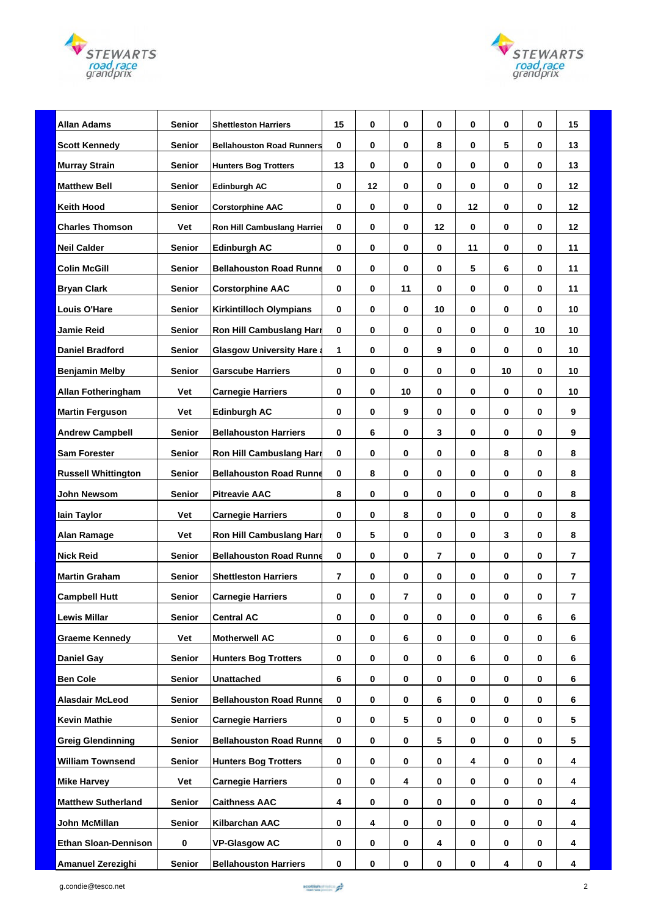| | | | | | | | | | | |
|---|---|---|---|---|---|---|---|---|---|---|
| **Allan Adams** | **Senior** | **Shettleston Harriers** | **15** | **0** | **0** | **0** | **0** | **0** | **0** | **15** |
| **Scott Kennedy** | **Senior** | **Bellahouston Road Runners** | **0** | **0** | **0** | **8** | **0** | **5** | **0** | **13** |
| **Murray Strain** | **Senior** | **Hunters Bog Trotters** | **13** | **0** | **0** | **0** | **0** | **0** | **0** | **13** |
| **Matthew Bell** | **Senior** | **Edinburgh AC** | **0** | **12** | **0** | **0** | **0** | **0** | **0** | **12** |
| **Keith Hood** | **Senior** | **Corstorphine AAC** | **0** | **0** | **0** | **0** | **12** | **0** | **0** | **12** |
| **Charles Thomson** | **Vet** | **Ron Hill Cambuslang Harrie** | **0** | **0** | **0** | **12** | **0** | **0** | **0** | **12** |
| **Neil Calder** | **Senior** | **Edinburgh AC** | **0** | **0** | **0** | **0** | **11** | **0** | **0** | **11** |
| **Colin McGill** | **Senior** | **Bellahouston Road Runne** | **0** | **0** | **0** | **0** | **5** | **6** | **0** | **11** |
| **Bryan Clark** | **Senior** | **Corstorphine AAC** | **0** | **0** | **11** | **0** | **0** | **0** | **0** | **11** |
| **Louis O'Hare** | **Senior** | **Kirkintilloch Olympians** | **0** | **0** | **0** | **10** | **0** | **0** | **0** | **10** |
| **Jamie Reid** | **Senior** | **Ron Hill Cambuslang Harr** | **0** | **0** | **0** | **0** | **0** | **0** | **10** | **10** |
| **Daniel Bradford** | **Senior** | **Glasgow University Hare a** | **1** | **0** | **0** | **9** | **0** | **0** | **0** | **10** |
| **Benjamin Melby** | **Senior** | **Garscube Harriers** | **0** | **0** | **0** | **0** | **0** | **10** | **0** | **10** |
| **Allan Fotheringham** | **Vet** | **Carnegie Harriers** | **0** | **0** | **10** | **0** | **0** | **0** | **0** | **10** |
| **Martin Ferguson** | **Vet** | **Edinburgh AC** | **0** | **0** | **9** | **0** | **0** | **0** | **0** | **9** |
| **Andrew Campbell** | **Senior** | **Bellahouston Harriers** | **0** | **6** | **0** | **3** | **0** | **0** | **0** | **9** |
| **Sam Forester** | **Senior** | **Ron Hill Cambuslang Harr** | **0** | **0** | **0** | **0** | **0** | **8** | **0** | **8** |
| **Russell Whittington** | **Senior** | **Bellahouston Road Runne** | **0** | **8** | **0** | **0** | **0** | **0** | **0** | **8** |
| **John Newsom** | **Senior** | **Pitreavie AAC** | **8** | **0** | **0** | **0** | **0** | **0** | **0** | **8** |
| **Iain Taylor** | **Vet** | **Carnegie Harriers** | **0** | **0** | **8** | **0** | **0** | **0** | **0** | **8** |
| **Alan Ramage** | **Vet** | **Ron Hill Cambuslang Harr** | **0** | **5** | **0** | **0** | **0** | **3** | **0** | **8** |
| **Nick Reid** | **Senior** | **Bellahouston Road Runne** | **0** | **0** | **0** | **7** | **0** | **0** | **0** | **7** |
| **Martin Graham** | **Senior** | **Shettleston Harriers** | **7** | **0** | **0** | **0** | **0** | **0** | **0** | **7** |
| **Campbell Hutt** | **Senior** | **Carnegie Harriers** | **0** | **0** | **7** | **0** | **0** | **0** | **0** | **7** |
| **Lewis Millar** | **Senior** | **Central AC** | **0** | **0** | **0** | **0** | **0** | **0** | **6** | **6** |
| **Graeme Kennedy** | **Vet** | **Motherwell AC** | **0** | **0** | **6** | **0** | **0** | **0** | **0** | **6** |
| **Daniel Gay** | **Senior** | **Hunters Bog Trotters** | **0** | **0** | **0** | **0** | **6** | **0** | **0** | **6** |
| **Ben Cole** | **Senior** | **Unattached** | **6** | **0** | **0** | **0** | **0** | **0** | **0** | **6** |
| **Alasdair McLeod** | **Senior** | **Bellahouston Road Runne** | **0** | **0** | **0** | **6** | **0** | **0** | **0** | **6** |
| **Kevin Mathie** | **Senior** | **Carnegie Harriers** | **0** | **0** | **5** | **0** | **0** | **0** | **0** | **5** |
| **Greig Glendinning** | **Senior** | **Bellahouston Road Runne** | **0** | **0** | **0** | **5** | **0** | **0** | **0** | **5** |
| **William Townsend** | **Senior** | **Hunters Bog Trotters** | **0** | **0** | **0** | **0** | **4** | **0** | **0** | **4** |
| **Mike Harvey** | **Vet** | **Carnegie Harriers** | **0** | **0** | **4** | **0** | **0** | **0** | **0** | **4** |
| **Matthew Sutherland** | **Senior** | **Caithness AAC** | **4** | **0** | **0** | **0** | **0** | **0** | **0** | **4** |
| **John McMillan** | **Senior** | **Kilbarchan AAC** | **0** | **4** | **0** | **0** | **0** | **0** | **0** | **4** |
| **Ethan Sloan-Dennison** | **0** | **VP-Glasgow AC** | **0** | **0** | **0** | **4** | **0** | **0** | **0** | **4** |
| **Amanuel Zerezighi** | **Senior** | **Bellahouston Harriers** | **0** | **0** | **0** | **0** | **0** | **4** | **0** | **4** |

g.condie@tesco.net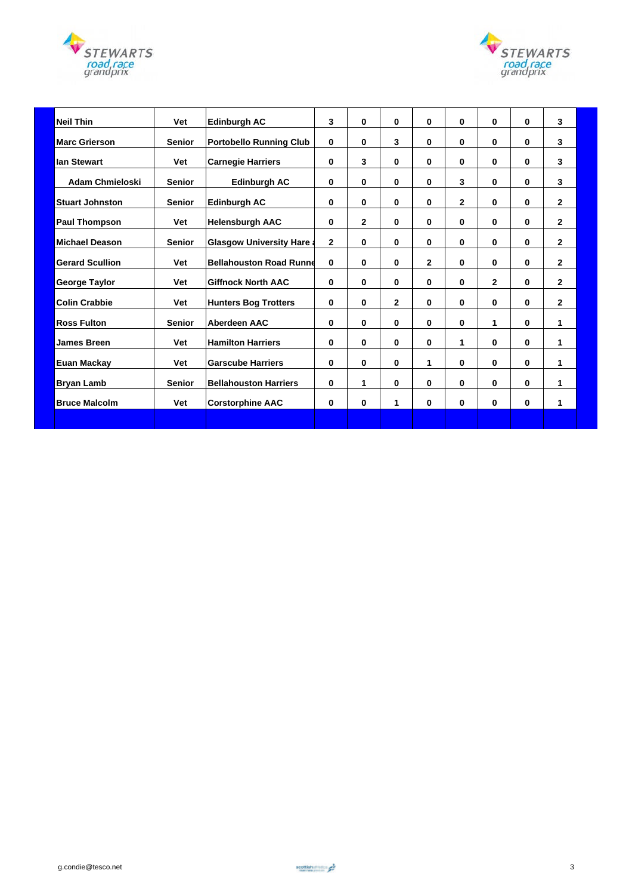| | | | | | | | | | | | |
|---|---|---|---|---|---|---|---|---|---|---|---|
| Neil Thin | Vet | Edinburgh AC | 3 | 0 | 0 | 0 | 0 | 0 | 0 | 3 |
| Marc Grierson | Senior | Portobello Running Club | 0 | 0 | 3 | 0 | 0 | 0 | 0 | 3 |
| Ian Stewart | Vet | Carnegie Harriers | 0 | 3 | 0 | 0 | 0 | 0 | 0 | 3 |
| Adam Chmieloski | Senior | Edinburgh AC | 0 | 0 | 0 | 0 | 3 | 0 | 0 | 3 |
| Stuart Johnston | Senior | Edinburgh AC | 0 | 0 | 0 | 0 | 2 | 0 | 0 | 2 |
| Paul Thompson | Vet | Helensburgh AAC | 0 | 2 | 0 | 0 | 0 | 0 | 0 | 2 |
| Michael Deason | Senior | Glasgow University Hare a | 2 | 0 | 0 | 0 | 0 | 0 | 0 | 2 |
| Gerard Scullion | Vet | Bellahouston Road Runne | 0 | 0 | 0 | 2 | 0 | 0 | 0 | 2 |
| George Taylor | Vet | Giffnock North AAC | 0 | 0 | 0 | 0 | 0 | 2 | 0 | 2 |
| Colin Crabbie | Vet | Hunters Bog Trotters | 0 | 0 | 2 | 0 | 0 | 0 | 0 | 2 |
| Ross Fulton | Senior | Aberdeen AAC | 0 | 0 | 0 | 0 | 0 | 1 | 0 | 1 |
| James Breen | Vet | Hamilton Harriers | 0 | 0 | 0 | 0 | 1 | 0 | 0 | 1 |
| Euan Mackay | Vet | Garscube Harriers | 0 | 0 | 0 | 1 | 0 | 0 | 0 | 1 |
| Bryan Lamb | Senior | Bellahouston Harriers | 0 | 1 | 0 | 0 | 0 | 0 | 0 | 1 |
| Bruce Malcolm | Vet | Corstorphine AAC | 0 | 0 | 1 | 0 | 0 | 0 | 0 | 1 |

g.condie@tesco.net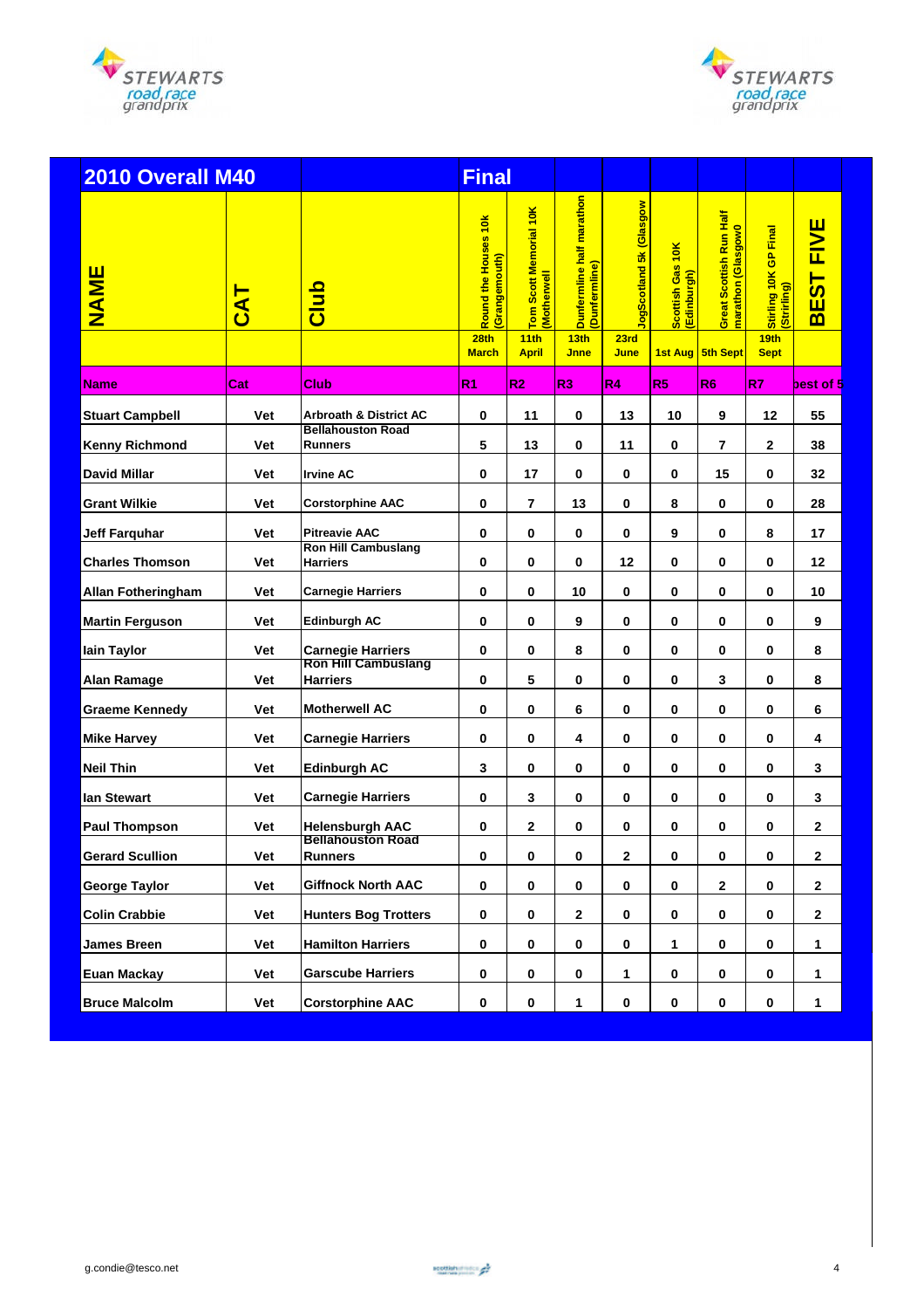## 2010 Overall M40

| NAME | CAT | Club | Final Round the Houses 10k (Grangemouth) 28th March | Tom Scott Memorial 10K (Motherwell 11th April | Dunfermline half marathon (Dunfermline) 13th Jnne | JogScotland 5k (Glasgow 23rd June | Scottish Gas 10K (Edinburgh) 1st Aug | Great Scottish Run Half marathon (Glasgow0 5th Sept | Stirling 10K GP Final (Stirling) 19th Sept | BEST FIVE |
|---|---|---|---|---|---|---|---|---|---|---|
| Name | Cat | Club | R1 | R2 | R3 | R4 | R5 | R6 | R7 | best of 5 |
| Stuart Campbell | Vet | Arbroath & District AC | 0 | 11 | 0 | 13 | 10 | 9 | 12 | 55 |
| Kenny Richmond | Vet | Bellahouston Road Runners | 5 | 13 | 0 | 11 | 0 | 7 | 2 | 38 |
| David Millar | Vet | Irvine AC | 0 | 17 | 0 | 0 | 0 | 15 | 0 | 32 |
| Grant Wilkie | Vet | Corstorphine AAC | 0 | 7 | 13 | 0 | 8 | 0 | 0 | 28 |
| Jeff Farquhar | Vet | Pitreavie AAC | 0 | 0 | 0 | 0 | 9 | 0 | 8 | 17 |
| Charles Thomson | Vet | Ron Hill Cambuslang Harriers | 0 | 0 | 0 | 12 | 0 | 0 | 0 | 12 |
| Allan Fotheringham | Vet | Carnegie Harriers | 0 | 0 | 10 | 0 | 0 | 0 | 0 | 10 |
| Martin Ferguson | Vet | Edinburgh AC | 0 | 0 | 9 | 0 | 0 | 0 | 0 | 9 |
| Iain Taylor | Vet | Carnegie Harriers | 0 | 0 | 8 | 0 | 0 | 0 | 0 | 8 |
| Alan Ramage | Vet | Ron Hill Cambuslang Harriers | 0 | 5 | 0 | 0 | 0 | 3 | 0 | 8 |
| Graeme Kennedy | Vet | Motherwell AC | 0 | 0 | 6 | 0 | 0 | 0 | 0 | 6 |
| Mike Harvey | Vet | Carnegie Harriers | 0 | 0 | 4 | 0 | 0 | 0 | 0 | 4 |
| Neil Thin | Vet | Edinburgh AC | 3 | 0 | 0 | 0 | 0 | 0 | 0 | 3 |
| Ian Stewart | Vet | Carnegie Harriers | 0 | 3 | 0 | 0 | 0 | 0 | 0 | 3 |
| Paul Thompson | Vet | Helensburgh AAC | 0 | 2 | 0 | 0 | 0 | 0 | 0 | 2 |
| Gerard Scullion | Vet | Bellahouston Road Runners | 0 | 0 | 0 | 2 | 0 | 0 | 0 | 2 |
| George Taylor | Vet | Giffnock North AAC | 0 | 0 | 0 | 0 | 0 | 2 | 0 | 2 |
| Colin Crabbie | Vet | Hunters Bog Trotters | 0 | 0 | 2 | 0 | 0 | 0 | 0 | 2 |
| James Breen | Vet | Hamilton Harriers | 0 | 0 | 0 | 0 | 1 | 0 | 0 | 1 |
| Euan Mackay | Vet | Garscube Harriers | 0 | 0 | 0 | 1 | 0 | 0 | 0 | 1 |
| Bruce Malcolm | Vet | Corstorphine AAC | 0 | 0 | 1 | 0 | 0 | 0 | 0 | 1 |

g.condie@tesco.net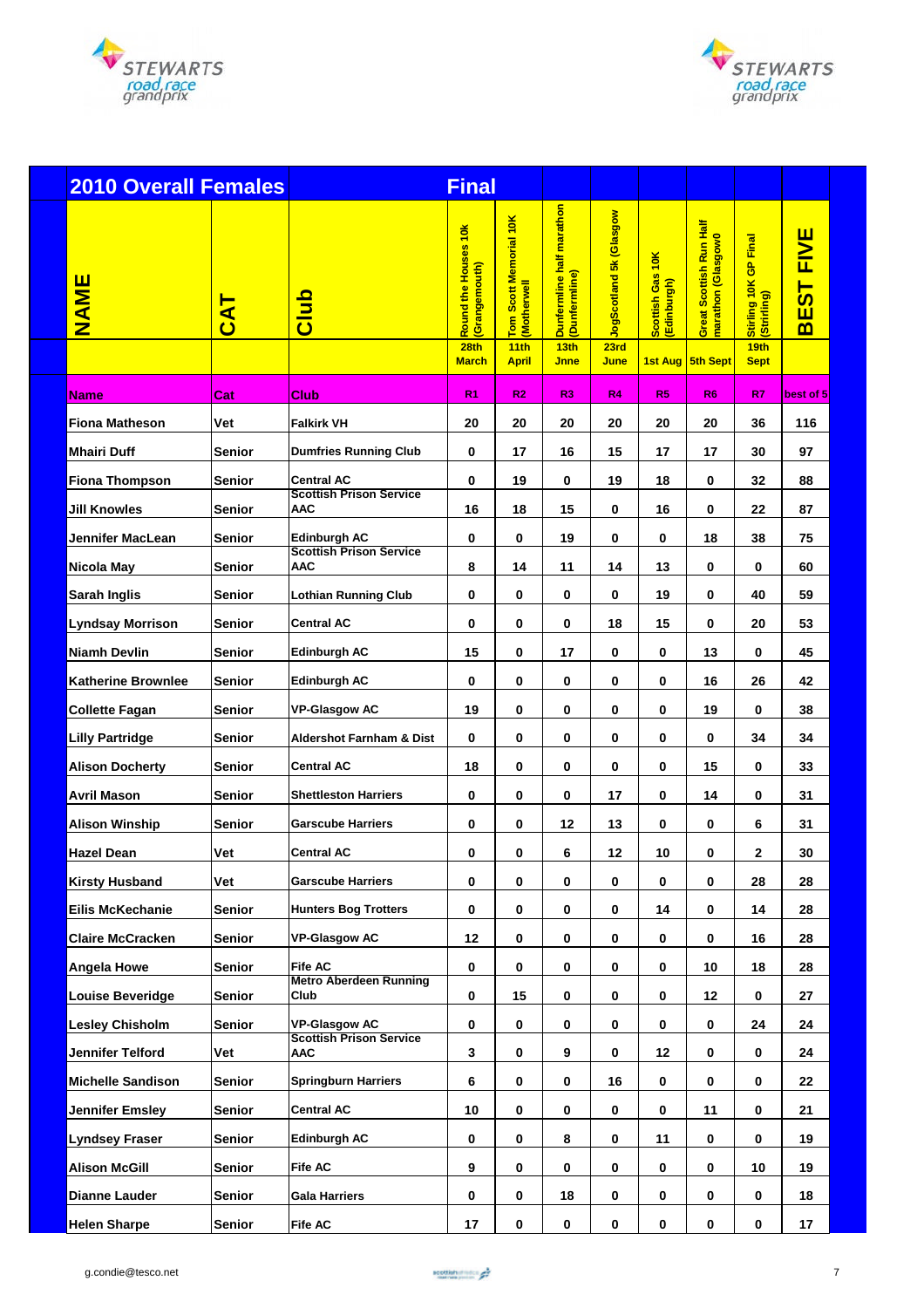## 2010 Overall Females — Final

| NAME | CAT | Club | Round the Houses 10k (Grangemouth) 28th March | Tom Scott Memorial 10K (Motherwell 11th April | Dunfermline half marathon (Dunfermline) 13th Jnne | JogScotland 5k (Glasgow 23rd June | Scottish Gas 10K (Edinburgh) 1st Aug | Great Scottish Run Half marathon (Glasgow0 5th Sept | Stirling 10K GP Final (Stirling) 19th Sept | BEST FIVE |
|---|---|---|---|---|---|---|---|---|---|---|
| **Name** | **Cat** | **Club** | **R1** | **R2** | **R3** | **R4** | **R5** | **R6** | **R7** | **best of 5** |
| Fiona Matheson | Vet | Falkirk VH | 20 | 20 | 20 | 20 | 20 | 20 | 36 | 116 |
| Mhairi Duff | Senior | Dumfries Running Club | 0 | 17 | 16 | 15 | 17 | 17 | 30 | 97 |
| Fiona Thompson | Senior | Central AC | 0 | 19 | 0 | 19 | 18 | 0 | 32 | 88 |
| Jill Knowles | Senior | Scottish Prison Service AAC | 16 | 18 | 15 | 0 | 16 | 0 | 22 | 87 |
| Jennifer MacLean | Senior | Edinburgh AC | 0 | 0 | 19 | 0 | 0 | 18 | 38 | 75 |
| Nicola May | Senior | Scottish Prison Service AAC | 8 | 14 | 11 | 14 | 13 | 0 | 0 | 60 |
| Sarah Inglis | Senior | Lothian Running Club | 0 | 0 | 0 | 0 | 19 | 0 | 40 | 59 |
| Lyndsay Morrison | Senior | Central AC | 0 | 0 | 0 | 18 | 15 | 0 | 20 | 53 |
| Niamh Devlin | Senior | Edinburgh AC | 15 | 0 | 17 | 0 | 0 | 13 | 0 | 45 |
| Katherine Brownlee | Senior | Edinburgh AC | 0 | 0 | 0 | 0 | 0 | 16 | 26 | 42 |
| Collette Fagan | Senior | VP-Glasgow AC | 19 | 0 | 0 | 0 | 0 | 19 | 0 | 38 |
| Lilly Partridge | Senior | Aldershot Farnham & Dist | 0 | 0 | 0 | 0 | 0 | 0 | 34 | 34 |
| Alison Docherty | Senior | Central AC | 18 | 0 | 0 | 0 | 0 | 15 | 0 | 33 |
| Avril Mason | Senior | Shettleston Harriers | 0 | 0 | 0 | 17 | 0 | 14 | 0 | 31 |
| Alison Winship | Senior | Garscube Harriers | 0 | 0 | 12 | 13 | 0 | 0 | 6 | 31 |
| Hazel Dean | Vet | Central AC | 0 | 0 | 6 | 12 | 10 | 0 | 2 | 30 |
| Kirsty Husband | Vet | Garscube Harriers | 0 | 0 | 0 | 0 | 0 | 0 | 28 | 28 |
| Eilis McKechanie | Senior | Hunters Bog Trotters | 0 | 0 | 0 | 0 | 14 | 0 | 14 | 28 |
| Claire McCracken | Senior | VP-Glasgow AC | 12 | 0 | 0 | 0 | 0 | 0 | 16 | 28 |
| Angela Howe | Senior | Fife AC | 0 | 0 | 0 | 0 | 0 | 10 | 18 | 28 |
| Louise Beveridge | Senior | Metro Aberdeen Running Club | 0 | 15 | 0 | 0 | 0 | 12 | 0 | 27 |
| Lesley Chisholm | Senior | VP-Glasgow AC | 0 | 0 | 0 | 0 | 0 | 0 | 24 | 24 |
| Jennifer Telford | Vet | Scottish Prison Service AAC | 3 | 0 | 9 | 0 | 12 | 0 | 0 | 24 |
| Michelle Sandison | Senior | Springburn Harriers | 6 | 0 | 0 | 16 | 0 | 0 | 0 | 22 |
| Jennifer Emsley | Senior | Central AC | 10 | 0 | 0 | 0 | 0 | 11 | 0 | 21 |
| Lyndsey Fraser | Senior | Edinburgh AC | 0 | 0 | 8 | 0 | 11 | 0 | 0 | 19 |
| Alison McGill | Senior | Fife AC | 9 | 0 | 0 | 0 | 0 | 0 | 10 | 19 |
| Dianne Lauder | Senior | Gala Harriers | 0 | 0 | 18 | 0 | 0 | 0 | 0 | 18 |
| Helen Sharpe | Senior | Fife AC | 17 | 0 | 0 | 0 | 0 | 0 | 0 | 17 |

g.condie@tesco.net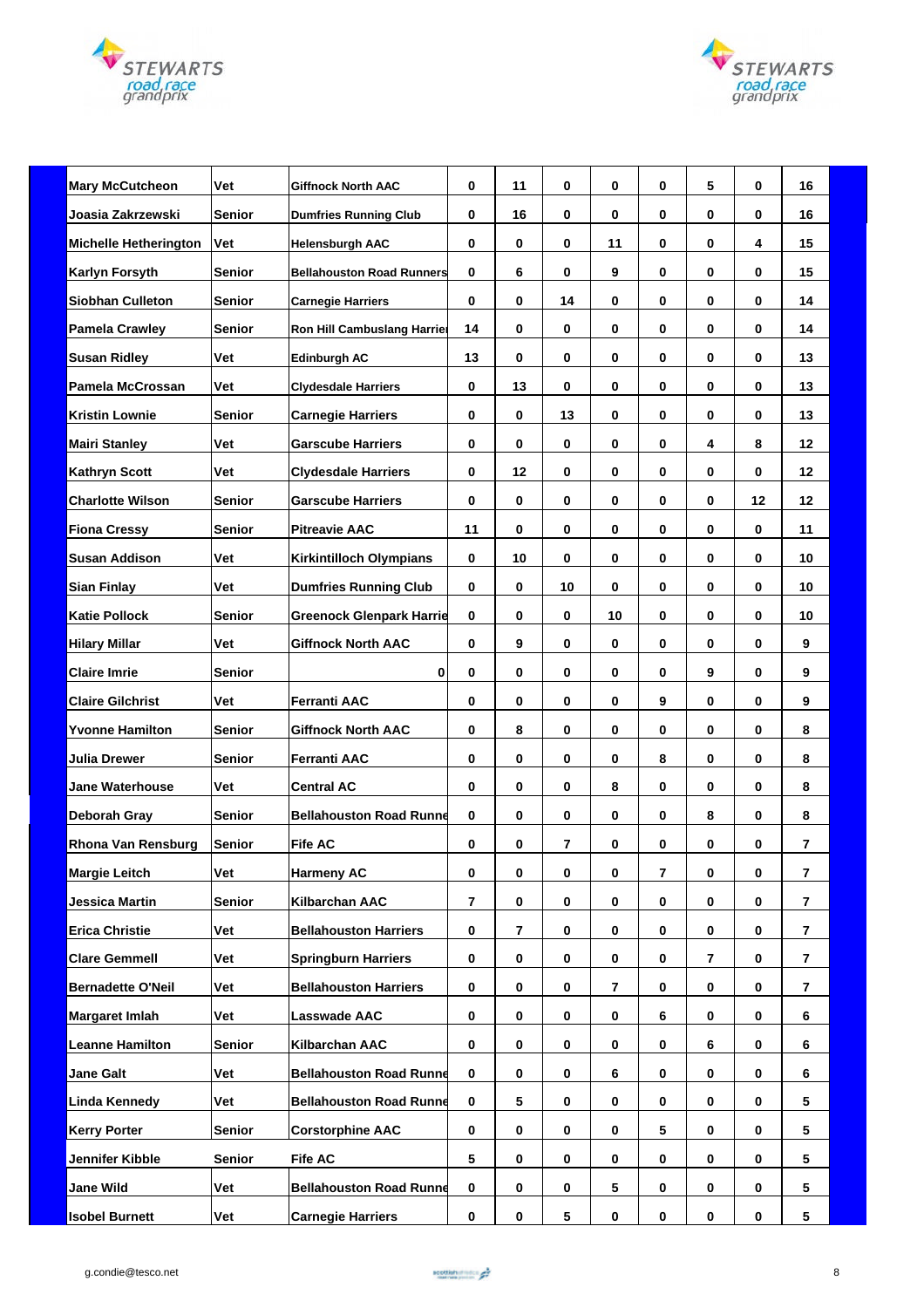| | | | | | | | | | | |
|---|---|---|---|---|---|---|---|---|---|---|
| Mary McCutcheon | Vet | Giffnock North AAC | 0 | 11 | 0 | 0 | 0 | 5 | 0 | 16 |
| Joasia Zakrzewski | Senior | Dumfries Running Club | 0 | 16 | 0 | 0 | 0 | 0 | 0 | 16 |
| Michelle Hetherington | Vet | Helensburgh AAC | 0 | 0 | 0 | 11 | 0 | 0 | 4 | 15 |
| Karlyn Forsyth | Senior | Bellahouston Road Runners | 0 | 6 | 0 | 9 | 0 | 0 | 0 | 15 |
| Siobhan Culleton | Senior | Carnegie Harriers | 0 | 0 | 14 | 0 | 0 | 0 | 0 | 14 |
| Pamela Crawley | Senior | Ron Hill Cambuslang Harrie | 14 | 0 | 0 | 0 | 0 | 0 | 0 | 14 |
| Susan Ridley | Vet | Edinburgh AC | 13 | 0 | 0 | 0 | 0 | 0 | 0 | 13 |
| Pamela McCrossan | Vet | Clydesdale Harriers | 0 | 13 | 0 | 0 | 0 | 0 | 0 | 13 |
| Kristin Lownie | Senior | Carnegie Harriers | 0 | 0 | 13 | 0 | 0 | 0 | 0 | 13 |
| Mairi Stanley | Vet | Garscube Harriers | 0 | 0 | 0 | 0 | 0 | 4 | 8 | 12 |
| Kathryn Scott | Vet | Clydesdale Harriers | 0 | 12 | 0 | 0 | 0 | 0 | 0 | 12 |
| Charlotte Wilson | Senior | Garscube Harriers | 0 | 0 | 0 | 0 | 0 | 0 | 12 | 12 |
| Fiona Cressy | Senior | Pitreavie AAC | 11 | 0 | 0 | 0 | 0 | 0 | 0 | 11 |
| Susan Addison | Vet | Kirkintilloch Olympians | 0 | 10 | 0 | 0 | 0 | 0 | 0 | 10 |
| Sian Finlay | Vet | Dumfries Running Club | 0 | 0 | 10 | 0 | 0 | 0 | 0 | 10 |
| Katie Pollock | Senior | Greenock Glenpark Harrie | 0 | 0 | 0 | 10 | 0 | 0 | 0 | 10 |
| Hilary Millar | Vet | Giffnock North AAC | 0 | 9 | 0 | 0 | 0 | 0 | 0 | 9 |
| Claire Imrie | Senior | 0 | 0 | 0 | 0 | 0 | 0 | 9 | 0 | 9 |
| Claire Gilchrist | Vet | Ferranti AAC | 0 | 0 | 0 | 0 | 9 | 0 | 0 | 9 |
| Yvonne Hamilton | Senior | Giffnock North AAC | 0 | 8 | 0 | 0 | 0 | 0 | 0 | 8 |
| Julia Drewer | Senior | Ferranti AAC | 0 | 0 | 0 | 0 | 8 | 0 | 0 | 8 |
| Jane Waterhouse | Vet | Central AC | 0 | 0 | 0 | 8 | 0 | 0 | 0 | 8 |
| Deborah Gray | Senior | Bellahouston Road Runne | 0 | 0 | 0 | 0 | 0 | 8 | 0 | 8 |
| Rhona Van Rensburg | Senior | Fife AC | 0 | 0 | 7 | 0 | 0 | 0 | 0 | 7 |
| Margie Leitch | Vet | Harmeny AC | 0 | 0 | 0 | 0 | 7 | 0 | 0 | 7 |
| Jessica Martin | Senior | Kilbarchan AAC | 7 | 0 | 0 | 0 | 0 | 0 | 0 | 7 |
| Erica Christie | Vet | Bellahouston Harriers | 0 | 7 | 0 | 0 | 0 | 0 | 0 | 7 |
| Clare Gemmell | Vet | Springburn Harriers | 0 | 0 | 0 | 0 | 0 | 7 | 0 | 7 |
| Bernadette O'Neil | Vet | Bellahouston Harriers | 0 | 0 | 0 | 7 | 0 | 0 | 0 | 7 |
| Margaret Imlah | Vet | Lasswade AAC | 0 | 0 | 0 | 0 | 6 | 0 | 0 | 6 |
| Leanne Hamilton | Senior | Kilbarchan AAC | 0 | 0 | 0 | 0 | 0 | 6 | 0 | 6 |
| Jane Galt | Vet | Bellahouston Road Runne | 0 | 0 | 0 | 6 | 0 | 0 | 0 | 6 |
| Linda Kennedy | Vet | Bellahouston Road Runne | 0 | 5 | 0 | 0 | 0 | 0 | 0 | 5 |
| Kerry Porter | Senior | Corstorphine AAC | 0 | 0 | 0 | 0 | 5 | 0 | 0 | 5 |
| Jennifer Kibble | Senior | Fife AC | 5 | 0 | 0 | 0 | 0 | 0 | 0 | 5 |
| Jane Wild | Vet | Bellahouston Road Runne | 0 | 0 | 0 | 5 | 0 | 0 | 0 | 5 |
| Isobel Burnett | Vet | Carnegie Harriers | 0 | 0 | 5 | 0 | 0 | 0 | 0 | 5 |

g.condie@tesco.net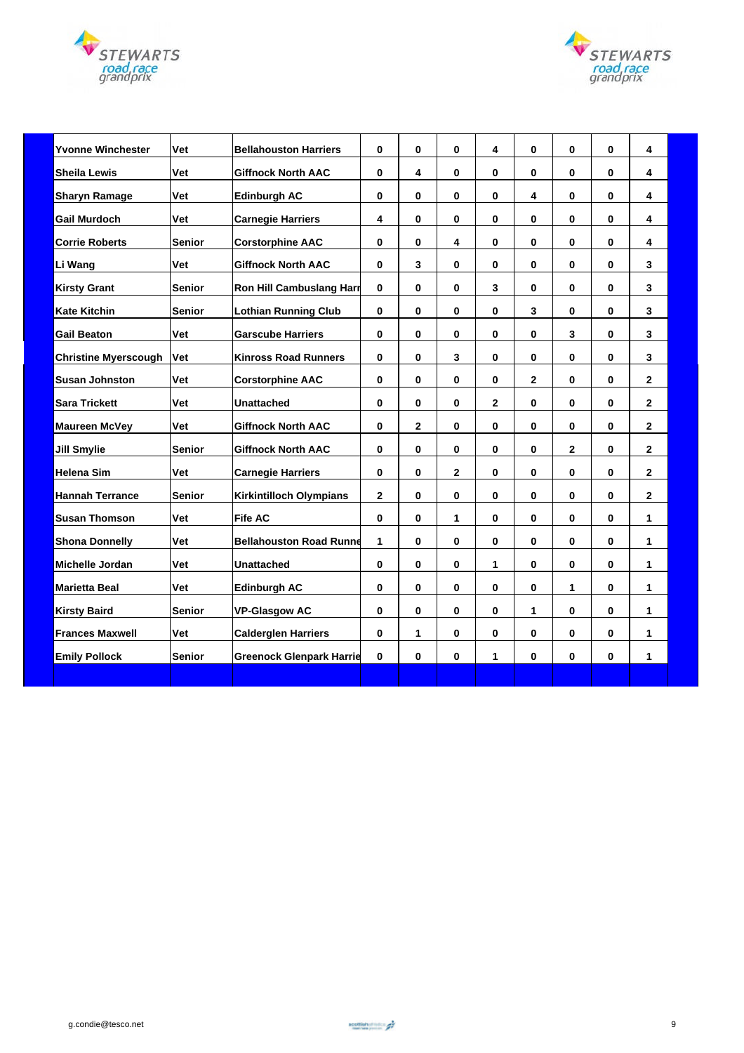| | | | | | | | | | | |
|---|---|---|---|---|---|---|---|---|---|---|
| Yvonne Winchester | Vet | Bellahouston Harriers | 0 | 0 | 0 | 4 | 0 | 0 | 0 | 4 |
| Sheila Lewis | Vet | Giffnock North AAC | 0 | 4 | 0 | 0 | 0 | 0 | 0 | 4 |
| Sharyn Ramage | Vet | Edinburgh AC | 0 | 0 | 0 | 0 | 4 | 0 | 0 | 4 |
| Gail Murdoch | Vet | Carnegie Harriers | 4 | 0 | 0 | 0 | 0 | 0 | 0 | 4 |
| Corrie Roberts | Senior | Corstorphine AAC | 0 | 0 | 4 | 0 | 0 | 0 | 0 | 4 |
| Li Wang | Vet | Giffnock North AAC | 0 | 3 | 0 | 0 | 0 | 0 | 0 | 3 |
| Kirsty Grant | Senior | Ron Hill Cambuslang Harr | 0 | 0 | 0 | 3 | 0 | 0 | 0 | 3 |
| Kate Kitchin | Senior | Lothian Running Club | 0 | 0 | 0 | 0 | 3 | 0 | 0 | 3 |
| Gail Beaton | Vet | Garscube Harriers | 0 | 0 | 0 | 0 | 0 | 3 | 0 | 3 |
| Christine Myerscough | Vet | Kinross Road Runners | 0 | 0 | 3 | 0 | 0 | 0 | 0 | 3 |
| Susan Johnston | Vet | Corstorphine AAC | 0 | 0 | 0 | 0 | 2 | 0 | 0 | 2 |
| Sara Trickett | Vet | Unattached | 0 | 0 | 0 | 2 | 0 | 0 | 0 | 2 |
| Maureen McVey | Vet | Giffnock North AAC | 0 | 2 | 0 | 0 | 0 | 0 | 0 | 2 |
| Jill Smylie | Senior | Giffnock North AAC | 0 | 0 | 0 | 0 | 0 | 2 | 0 | 2 |
| Helena Sim | Vet | Carnegie Harriers | 0 | 0 | 2 | 0 | 0 | 0 | 0 | 2 |
| Hannah Terrance | Senior | Kirkintilloch Olympians | 2 | 0 | 0 | 0 | 0 | 0 | 0 | 2 |
| Susan Thomson | Vet | Fife AC | 0 | 0 | 1 | 0 | 0 | 0 | 0 | 1 |
| Shona Donnelly | Vet | Bellahouston Road Runne | 1 | 0 | 0 | 0 | 0 | 0 | 0 | 1 |
| Michelle Jordan | Vet | Unattached | 0 | 0 | 0 | 1 | 0 | 0 | 0 | 1 |
| Marietta Beal | Vet | Edinburgh AC | 0 | 0 | 0 | 0 | 0 | 1 | 0 | 1 |
| Kirsty Baird | Senior | VP-Glasgow AC | 0 | 0 | 0 | 0 | 1 | 0 | 0 | 1 |
| Frances Maxwell | Vet | Calderglen Harriers | 0 | 1 | 0 | 0 | 0 | 0 | 0 | 1 |
| Emily Pollock | Senior | Greenock Glenpark Harrie | 0 | 0 | 0 | 1 | 0 | 0 | 0 | 1 |

g.condie@tesco.net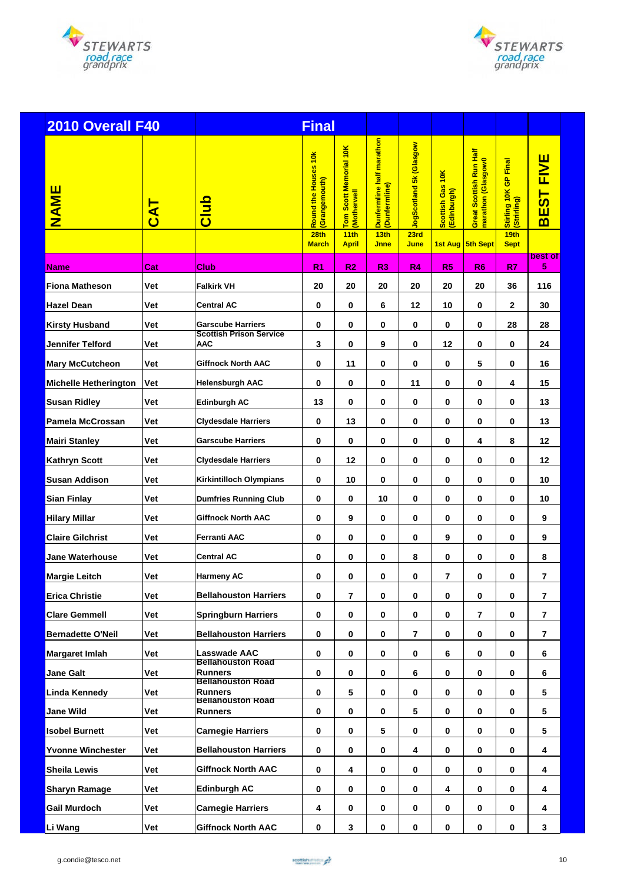## 2010 Overall F40 — Final

| NAME | CAT | Club | Round the Houses 10k (Grangemouth) 28th March | Tom Scott Memorial 10K (Motherwell 11th April | Dunfermline half marathon (Dunfermline) 13th Jnne | JogScotland 5k (Glasgow 23rd June | Scottish Gas 10K (Edinburgh) 1st Aug | Great Scottish Run Half marathon (Glasgow0 5th Sept | Stirling 10K GP Final (Stirling) 19th Sept | BEST FIVE |
|---|---|---|---|---|---|---|---|---|---|---|
| Name | Cat | Club | R1 | R2 | R3 | R4 | R5 | R6 | R7 | best of 5 |
| Fiona Matheson | Vet | Falkirk VH | 20 | 20 | 20 | 20 | 20 | 20 | 36 | 116 |
| Hazel Dean | Vet | Central AC | 0 | 0 | 6 | 12 | 10 | 0 | 2 | 30 |
| Kirsty Husband | Vet | Garscube Harriers | 0 | 0 | 0 | 0 | 0 | 0 | 28 | 28 |
| Jennifer Telford | Vet | Scottish Prison Service AAC | 3 | 0 | 9 | 0 | 12 | 0 | 0 | 24 |
| Mary McCutcheon | Vet | Giffnock North AAC | 0 | 11 | 0 | 0 | 0 | 5 | 0 | 16 |
| Michelle Hetherington | Vet | Helensburgh AAC | 0 | 0 | 0 | 11 | 0 | 0 | 4 | 15 |
| Susan Ridley | Vet | Edinburgh AC | 13 | 0 | 0 | 0 | 0 | 0 | 0 | 13 |
| Pamela McCrossan | Vet | Clydesdale Harriers | 0 | 13 | 0 | 0 | 0 | 0 | 0 | 13 |
| Mairi Stanley | Vet | Garscube Harriers | 0 | 0 | 0 | 0 | 0 | 4 | 8 | 12 |
| Kathryn Scott | Vet | Clydesdale Harriers | 0 | 12 | 0 | 0 | 0 | 0 | 0 | 12 |
| Susan Addison | Vet | Kirkintilloch Olympians | 0 | 10 | 0 | 0 | 0 | 0 | 0 | 10 |
| Sian Finlay | Vet | Dumfries Running Club | 0 | 0 | 10 | 0 | 0 | 0 | 0 | 10 |
| Hilary Millar | Vet | Giffnock North AAC | 0 | 9 | 0 | 0 | 0 | 0 | 0 | 9 |
| Claire Gilchrist | Vet | Ferranti AAC | 0 | 0 | 0 | 0 | 9 | 0 | 0 | 9 |
| Jane Waterhouse | Vet | Central AC | 0 | 0 | 0 | 8 | 0 | 0 | 0 | 8 |
| Margie Leitch | Vet | Harmeny AC | 0 | 0 | 0 | 0 | 7 | 0 | 0 | 7 |
| Erica Christie | Vet | Bellahouston Harriers | 0 | 7 | 0 | 0 | 0 | 0 | 0 | 7 |
| Clare Gemmell | Vet | Springburn Harriers | 0 | 0 | 0 | 0 | 0 | 7 | 0 | 7 |
| Bernadette O'Neil | Vet | Bellahouston Harriers | 0 | 0 | 0 | 7 | 0 | 0 | 0 | 7 |
| Margaret Imlah | Vet | Lasswade AAC | 0 | 0 | 0 | 0 | 6 | 0 | 0 | 6 |
| Jane Galt | Vet | Bellahouston Road Runners | 0 | 0 | 0 | 6 | 0 | 0 | 0 | 6 |
| Linda Kennedy | Vet | Bellahouston Road Runners | 0 | 5 | 0 | 0 | 0 | 0 | 0 | 5 |
| Jane Wild | Vet | Bellahouston Road Runners | 0 | 0 | 0 | 5 | 0 | 0 | 0 | 5 |
| Isobel Burnett | Vet | Carnegie Harriers | 0 | 0 | 5 | 0 | 0 | 0 | 0 | 5 |
| Yvonne Winchester | Vet | Bellahouston Harriers | 0 | 0 | 0 | 4 | 0 | 0 | 0 | 4 |
| Sheila Lewis | Vet | Giffnock North AAC | 0 | 4 | 0 | 0 | 0 | 0 | 0 | 4 |
| Sharyn Ramage | Vet | Edinburgh AC | 0 | 0 | 0 | 0 | 4 | 0 | 0 | 4 |
| Gail Murdoch | Vet | Carnegie Harriers | 4 | 0 | 0 | 0 | 0 | 0 | 0 | 4 |
| Li Wang | Vet | Giffnock North AAC | 0 | 3 | 0 | 0 | 0 | 0 | 0 | 3 |

g.condie@tesco.net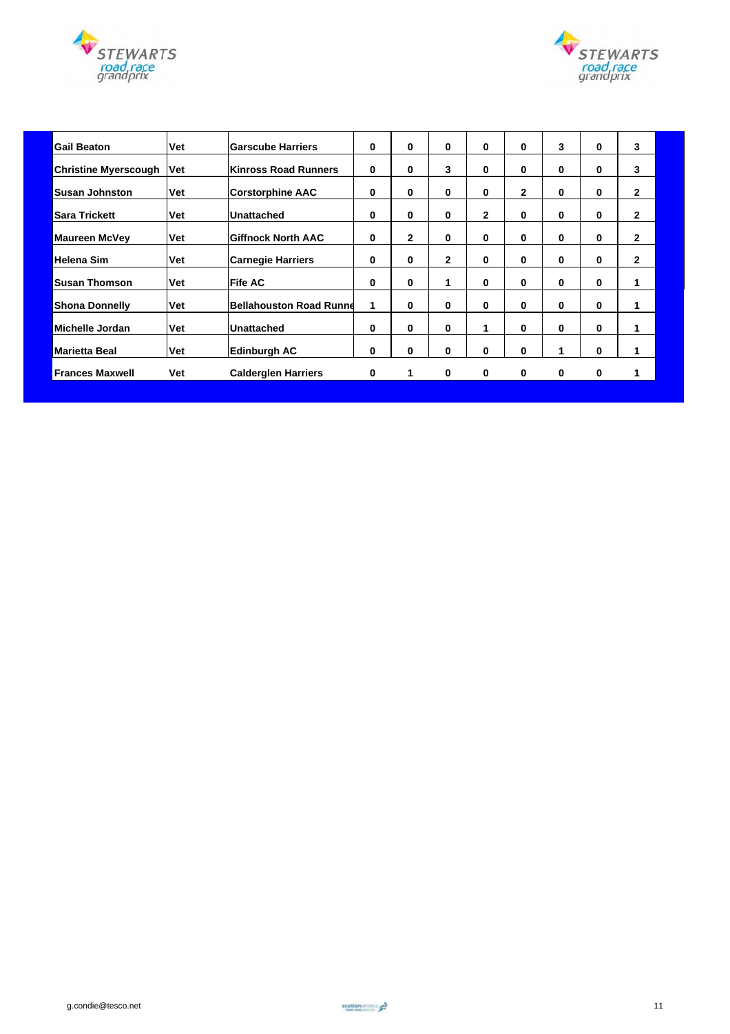| | | | | | | | | | | |
|---|---|---|---|---|---|---|---|---|---|---|
| Gail Beaton | Vet | Garscube Harriers | 0 | 0 | 0 | 0 | 0 | 3 | 0 | 3 |
| Christine Myerscough | Vet | Kinross Road Runners | 0 | 0 | 3 | 0 | 0 | 0 | 0 | 3 |
| Susan Johnston | Vet | Corstorphine AAC | 0 | 0 | 0 | 0 | 2 | 0 | 0 | 2 |
| Sara Trickett | Vet | Unattached | 0 | 0 | 0 | 2 | 0 | 0 | 0 | 2 |
| Maureen McVey | Vet | Giffnock North AAC | 0 | 2 | 0 | 0 | 0 | 0 | 0 | 2 |
| Helena Sim | Vet | Carnegie Harriers | 0 | 0 | 2 | 0 | 0 | 0 | 0 | 2 |
| Susan Thomson | Vet | Fife AC | 0 | 0 | 1 | 0 | 0 | 0 | 0 | 1 |
| Shona Donnelly | Vet | Bellahouston Road Runne | 1 | 0 | 0 | 0 | 0 | 0 | 0 | 1 |
| Michelle Jordan | Vet | Unattached | 0 | 0 | 0 | 1 | 0 | 0 | 0 | 1 |
| Marietta Beal | Vet | Edinburgh AC | 0 | 0 | 0 | 0 | 0 | 1 | 0 | 1 |
| Frances Maxwell | Vet | Calderglen Harriers | 0 | 1 | 0 | 0 | 0 | 0 | 0 | 1 |